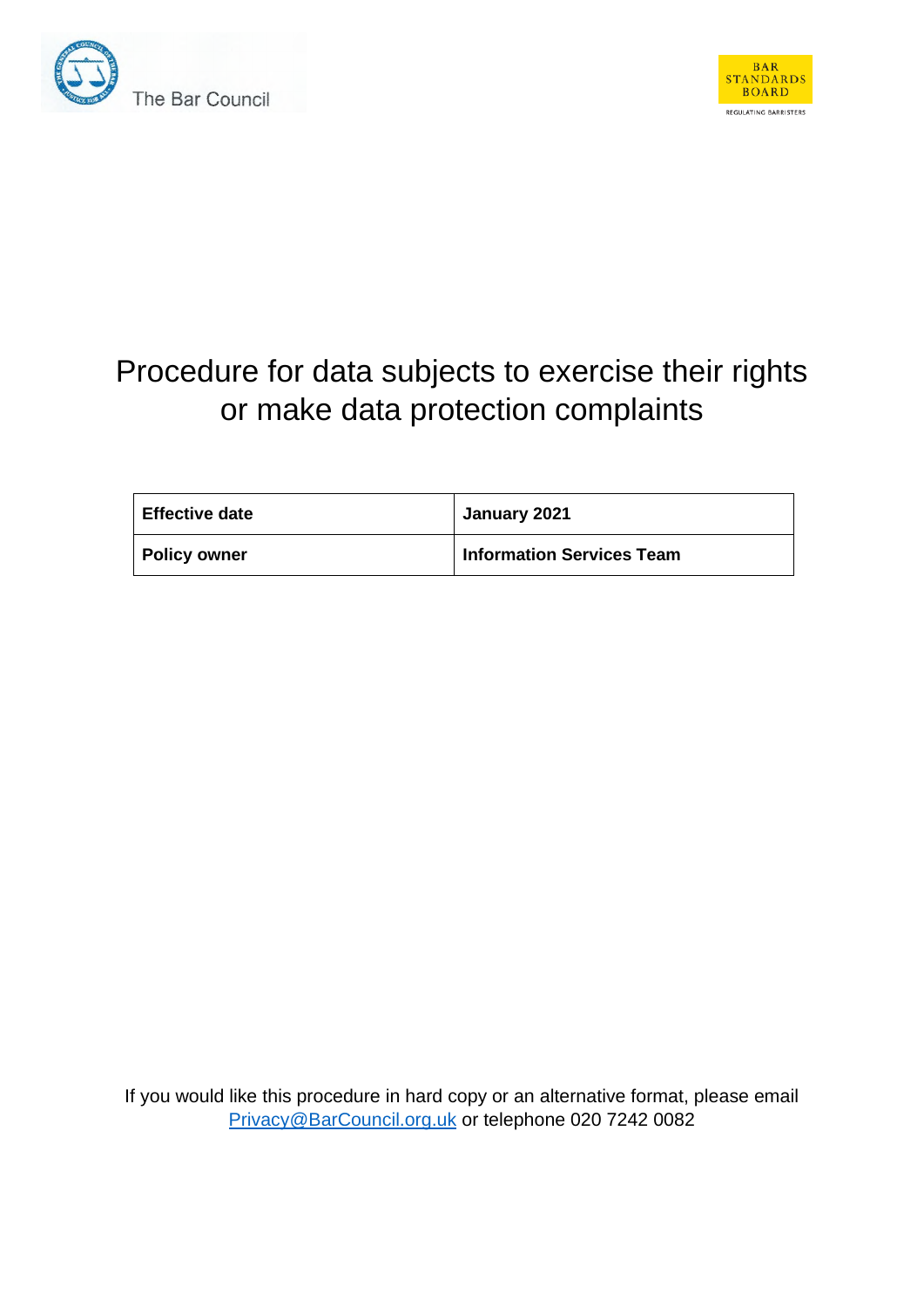The Bar Council

BAR STANDARDS BOARD
REGULATING BARRISTERS

# Procedure for data subjects to exercise their rights or make data protection complaints

| **Effective date** | **January 2021** |
|---|---|
| **Policy owner** | **Information Services Team** |

If you would like this procedure in hard copy or an alternative format, please email [Privacy@BarCouncil.org.uk](mailto:Privacy@BarCouncil.org.uk) or telephone 020 7242 0082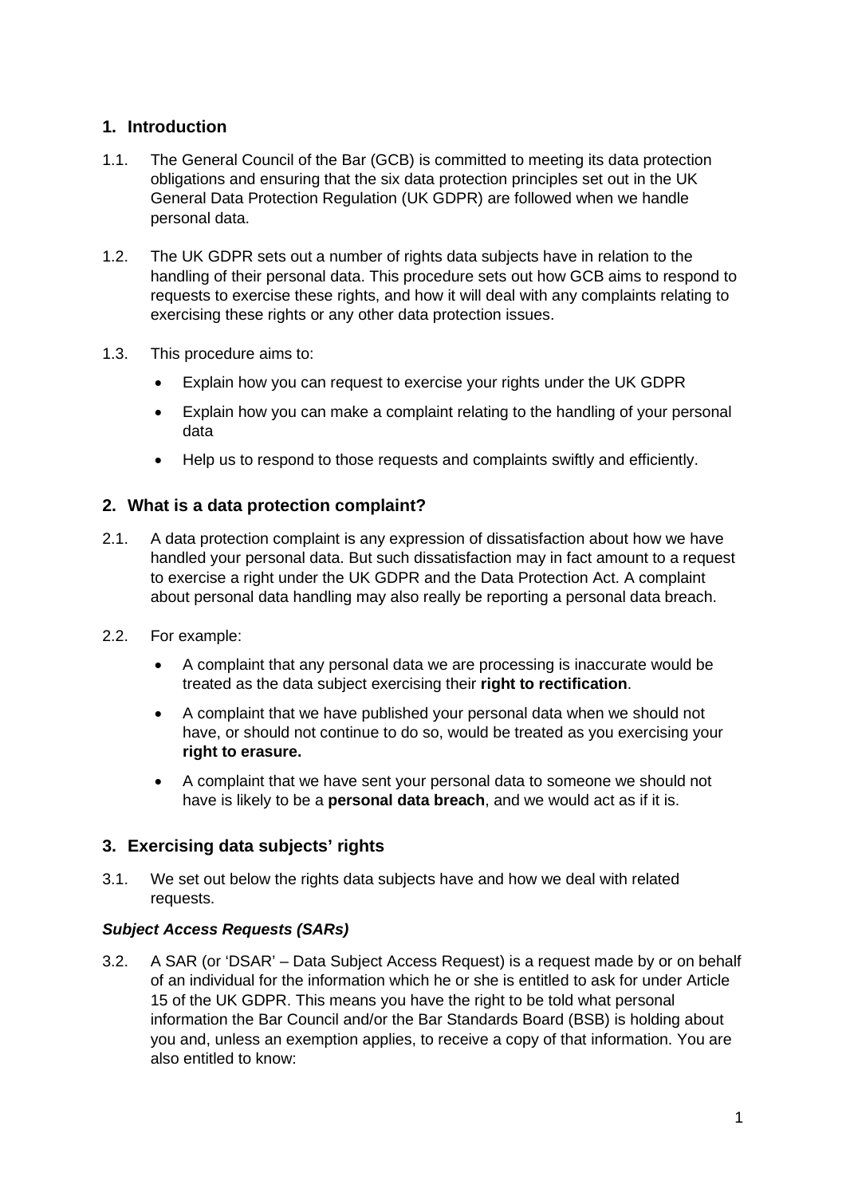## 1. Introduction

1.1. The General Council of the Bar (GCB) is committed to meeting its data protection obligations and ensuring that the six data protection principles set out in the UK General Data Protection Regulation (UK GDPR) are followed when we handle personal data.

1.2. The UK GDPR sets out a number of rights data subjects have in relation to the handling of their personal data. This procedure sets out how GCB aims to respond to requests to exercise these rights, and how it will deal with any complaints relating to exercising these rights or any other data protection issues.

1.3. This procedure aims to:

- Explain how you can request to exercise your rights under the UK GDPR
- Explain how you can make a complaint relating to the handling of your personal data
- Help us to respond to those requests and complaints swiftly and efficiently.

## 2. What is a data protection complaint?

2.1. A data protection complaint is any expression of dissatisfaction about how we have handled your personal data. But such dissatisfaction may in fact amount to a request to exercise a right under the UK GDPR and the Data Protection Act. A complaint about personal data handling may also really be reporting a personal data breach.

2.2. For example:

- A complaint that any personal data we are processing is inaccurate would be treated as the data subject exercising their **right to rectification**.
- A complaint that we have published your personal data when we should not have, or should not continue to do so, would be treated as you exercising your **right to erasure.**
- A complaint that we have sent your personal data to someone we should not have is likely to be a **personal data breach**, and we would act as if it is.

## 3. Exercising data subjects' rights

3.1. We set out below the rights data subjects have and how we deal with related requests.

***Subject Access Requests (SARs)***

3.2. A SAR (or 'DSAR' – Data Subject Access Request) is a request made by or on behalf of an individual for the information which he or she is entitled to ask for under Article 15 of the UK GDPR. This means you have the right to be told what personal information the Bar Council and/or the Bar Standards Board (BSB) is holding about you and, unless an exemption applies, to receive a copy of that information. You are also entitled to know: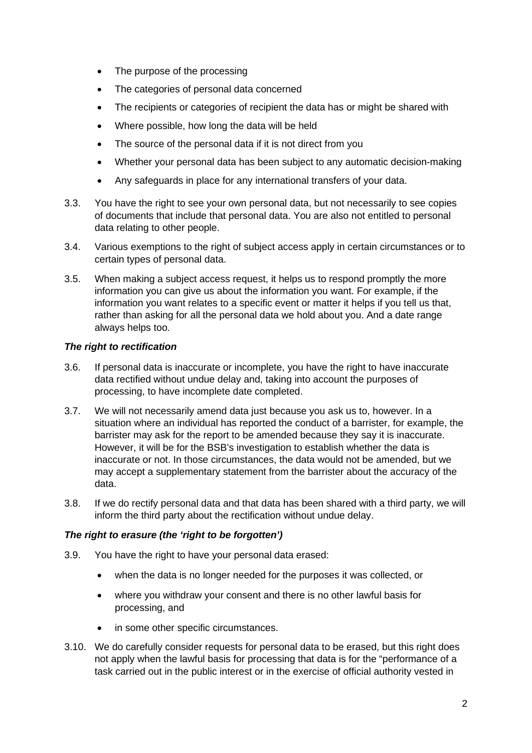- The purpose of the processing
- The categories of personal data concerned
- The recipients or categories of recipient the data has or might be shared with
- Where possible, how long the data will be held
- The source of the personal data if it is not direct from you
- Whether your personal data has been subject to any automatic decision-making
- Any safeguards in place for any international transfers of your data.

3.3. You have the right to see your own personal data, but not necessarily to see copies of documents that include that personal data. You are also not entitled to personal data relating to other people.

3.4. Various exemptions to the right of subject access apply in certain circumstances or to certain types of personal data.

3.5. When making a subject access request, it helps us to respond promptly the more information you can give us about the information you want. For example, if the information you want relates to a specific event or matter it helps if you tell us that, rather than asking for all the personal data we hold about you. And a date range always helps too.

***The right to rectification***

3.6. If personal data is inaccurate or incomplete, you have the right to have inaccurate data rectified without undue delay and, taking into account the purposes of processing, to have incomplete date completed.

3.7. We will not necessarily amend data just because you ask us to, however. In a situation where an individual has reported the conduct of a barrister, for example, the barrister may ask for the report to be amended because they say it is inaccurate. However, it will be for the BSB's investigation to establish whether the data is inaccurate or not. In those circumstances, the data would not be amended, but we may accept a supplementary statement from the barrister about the accuracy of the data.

3.8. If we do rectify personal data and that data has been shared with a third party, we will inform the third party about the rectification without undue delay.

***The right to erasure (the 'right to be forgotten')***

3.9. You have the right to have your personal data erased:

- when the data is no longer needed for the purposes it was collected, or
- where you withdraw your consent and there is no other lawful basis for processing, and
- in some other specific circumstances.

3.10. We do carefully consider requests for personal data to be erased, but this right does not apply when the lawful basis for processing that data is for the "performance of a task carried out in the public interest or in the exercise of official authority vested in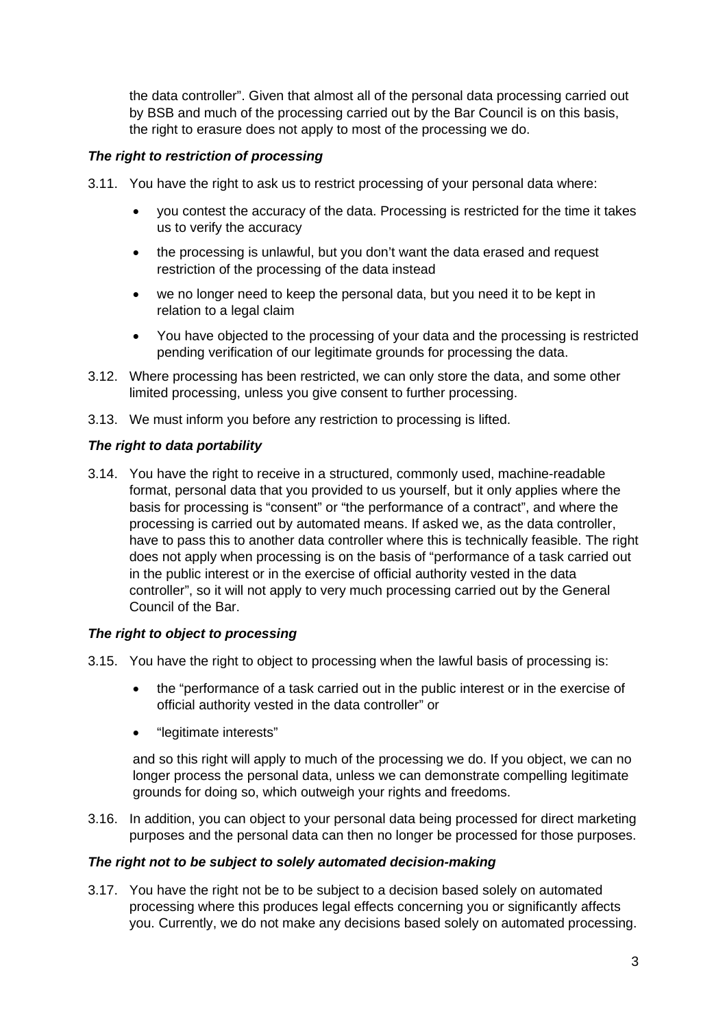the data controller". Given that almost all of the personal data processing carried out by BSB and much of the processing carried out by the Bar Council is on this basis, the right to erasure does not apply to most of the processing we do.

***The right to restriction of processing***

3.11. You have the right to ask us to restrict processing of your personal data where:

- you contest the accuracy of the data. Processing is restricted for the time it takes us to verify the accuracy
- the processing is unlawful, but you don't want the data erased and request restriction of the processing of the data instead
- we no longer need to keep the personal data, but you need it to be kept in relation to a legal claim
- You have objected to the processing of your data and the processing is restricted pending verification of our legitimate grounds for processing the data.

3.12. Where processing has been restricted, we can only store the data, and some other limited processing, unless you give consent to further processing.

3.13. We must inform you before any restriction to processing is lifted.

***The right to data portability***

3.14. You have the right to receive in a structured, commonly used, machine-readable format, personal data that you provided to us yourself, but it only applies where the basis for processing is "consent" or "the performance of a contract", and where the processing is carried out by automated means. If asked we, as the data controller, have to pass this to another data controller where this is technically feasible. The right does not apply when processing is on the basis of "performance of a task carried out in the public interest or in the exercise of official authority vested in the data controller", so it will not apply to very much processing carried out by the General Council of the Bar.

***The right to object to processing***

3.15. You have the right to object to processing when the lawful basis of processing is:

- the "performance of a task carried out in the public interest or in the exercise of official authority vested in the data controller" or
- "legitimate interests"

and so this right will apply to much of the processing we do. If you object, we can no longer process the personal data, unless we can demonstrate compelling legitimate grounds for doing so, which outweigh your rights and freedoms.

3.16. In addition, you can object to your personal data being processed for direct marketing purposes and the personal data can then no longer be processed for those purposes.

***The right not to be subject to solely automated decision-making***

3.17. You have the right not be to be subject to a decision based solely on automated processing where this produces legal effects concerning you or significantly affects you. Currently, we do not make any decisions based solely on automated processing.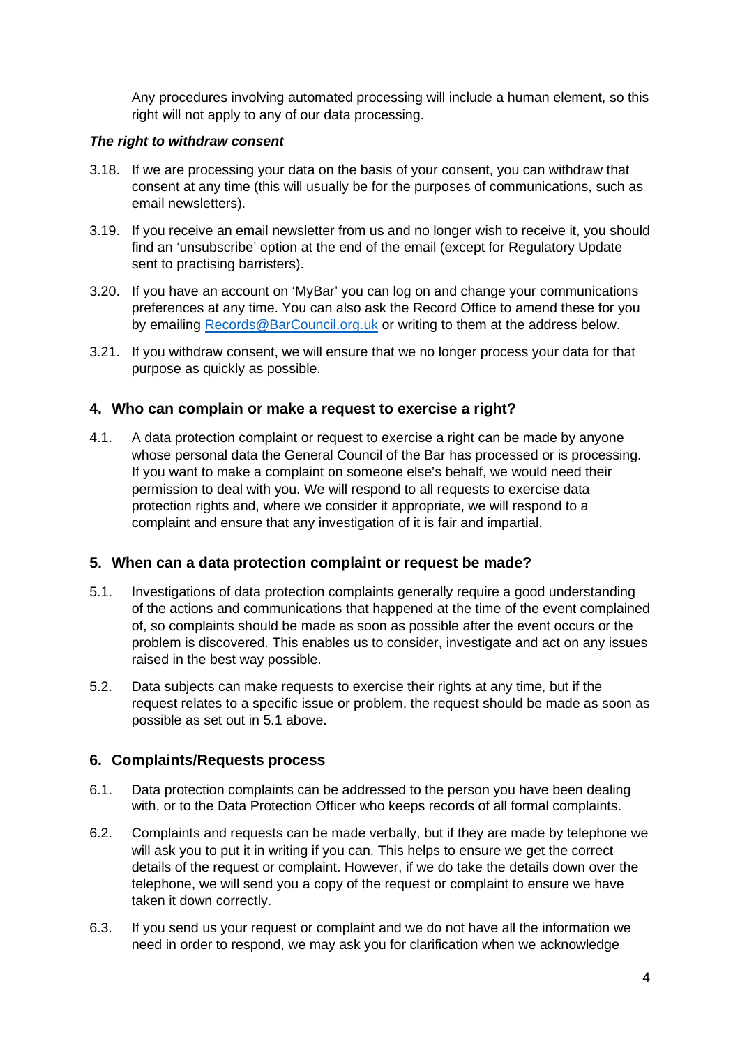Any procedures involving automated processing will include a human element, so this right will not apply to any of our data processing.

***The right to withdraw consent***

3.18. If we are processing your data on the basis of your consent, you can withdraw that consent at any time (this will usually be for the purposes of communications, such as email newsletters).

3.19. If you receive an email newsletter from us and no longer wish to receive it, you should find an 'unsubscribe' option at the end of the email (except for Regulatory Update sent to practising barristers).

3.20. If you have an account on 'MyBar' you can log on and change your communications preferences at any time. You can also ask the Record Office to amend these for you by emailing [Records@BarCouncil.org.uk](mailto:Records@BarCouncil.org.uk) or writing to them at the address below.

3.21. If you withdraw consent, we will ensure that we no longer process your data for that purpose as quickly as possible.

## 4. Who can complain or make a request to exercise a right?

4.1. A data protection complaint or request to exercise a right can be made by anyone whose personal data the General Council of the Bar has processed or is processing. If you want to make a complaint on someone else's behalf, we would need their permission to deal with you. We will respond to all requests to exercise data protection rights and, where we consider it appropriate, we will respond to a complaint and ensure that any investigation of it is fair and impartial.

## 5. When can a data protection complaint or request be made?

5.1. Investigations of data protection complaints generally require a good understanding of the actions and communications that happened at the time of the event complained of, so complaints should be made as soon as possible after the event occurs or the problem is discovered. This enables us to consider, investigate and act on any issues raised in the best way possible.

5.2. Data subjects can make requests to exercise their rights at any time, but if the request relates to a specific issue or problem, the request should be made as soon as possible as set out in 5.1 above.

## 6. Complaints/Requests process

6.1. Data protection complaints can be addressed to the person you have been dealing with, or to the Data Protection Officer who keeps records of all formal complaints.

6.2. Complaints and requests can be made verbally, but if they are made by telephone we will ask you to put it in writing if you can. This helps to ensure we get the correct details of the request or complaint. However, if we do take the details down over the telephone, we will send you a copy of the request or complaint to ensure we have taken it down correctly.

6.3. If you send us your request or complaint and we do not have all the information we need in order to respond, we may ask you for clarification when we acknowledge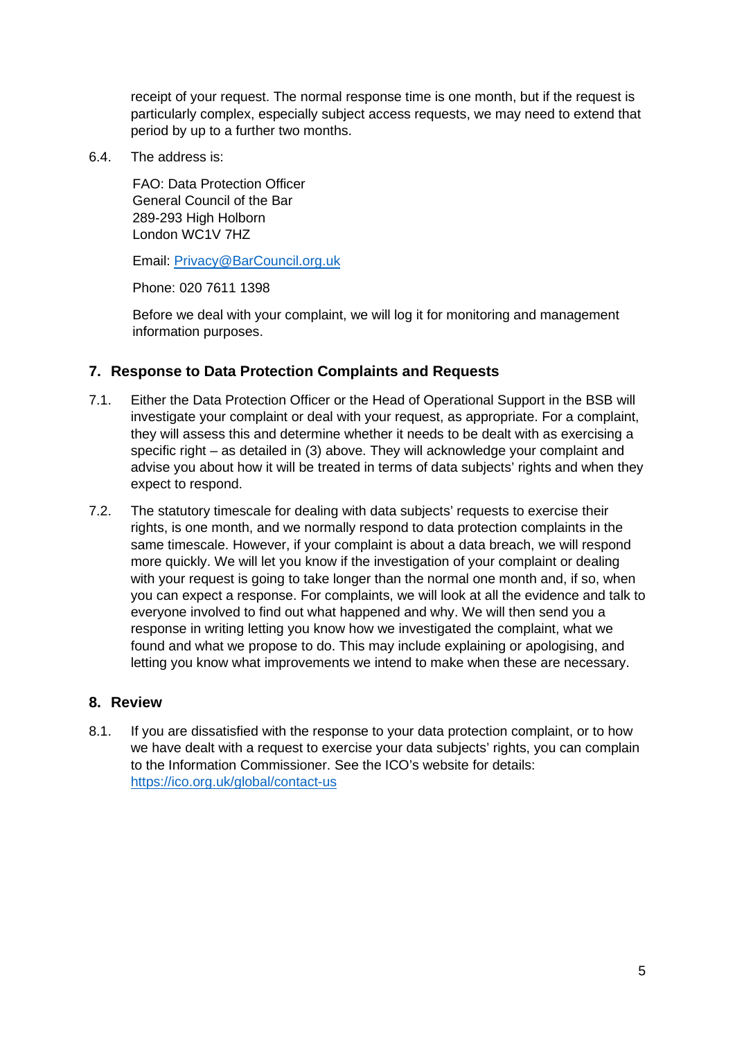receipt of your request. The normal response time is one month, but if the request is particularly complex, especially subject access requests, we may need to extend that period by up to a further two months.

6.4. The address is:

FAO: Data Protection Officer
General Council of the Bar
289-293 High Holborn
London WC1V 7HZ

Email: [Privacy@BarCouncil.org.uk](mailto:Privacy@BarCouncil.org.uk)

Phone: 020 7611 1398

Before we deal with your complaint, we will log it for monitoring and management information purposes.

## 7. Response to Data Protection Complaints and Requests

7.1. Either the Data Protection Officer or the Head of Operational Support in the BSB will investigate your complaint or deal with your request, as appropriate. For a complaint, they will assess this and determine whether it needs to be dealt with as exercising a specific right – as detailed in (3) above. They will acknowledge your complaint and advise you about how it will be treated in terms of data subjects' rights and when they expect to respond.

7.2. The statutory timescale for dealing with data subjects' requests to exercise their rights, is one month, and we normally respond to data protection complaints in the same timescale. However, if your complaint is about a data breach, we will respond more quickly. We will let you know if the investigation of your complaint or dealing with your request is going to take longer than the normal one month and, if so, when you can expect a response. For complaints, we will look at all the evidence and talk to everyone involved to find out what happened and why. We will then send you a response in writing letting you know how we investigated the complaint, what we found and what we propose to do. This may include explaining or apologising, and letting you know what improvements we intend to make when these are necessary.

## 8. Review

8.1. If you are dissatisfied with the response to your data protection complaint, or to how we have dealt with a request to exercise your data subjects' rights, you can complain to the Information Commissioner. See the ICO's website for details: [https://ico.org.uk/global/contact-us](https://ico.org.uk/global/contact-us)